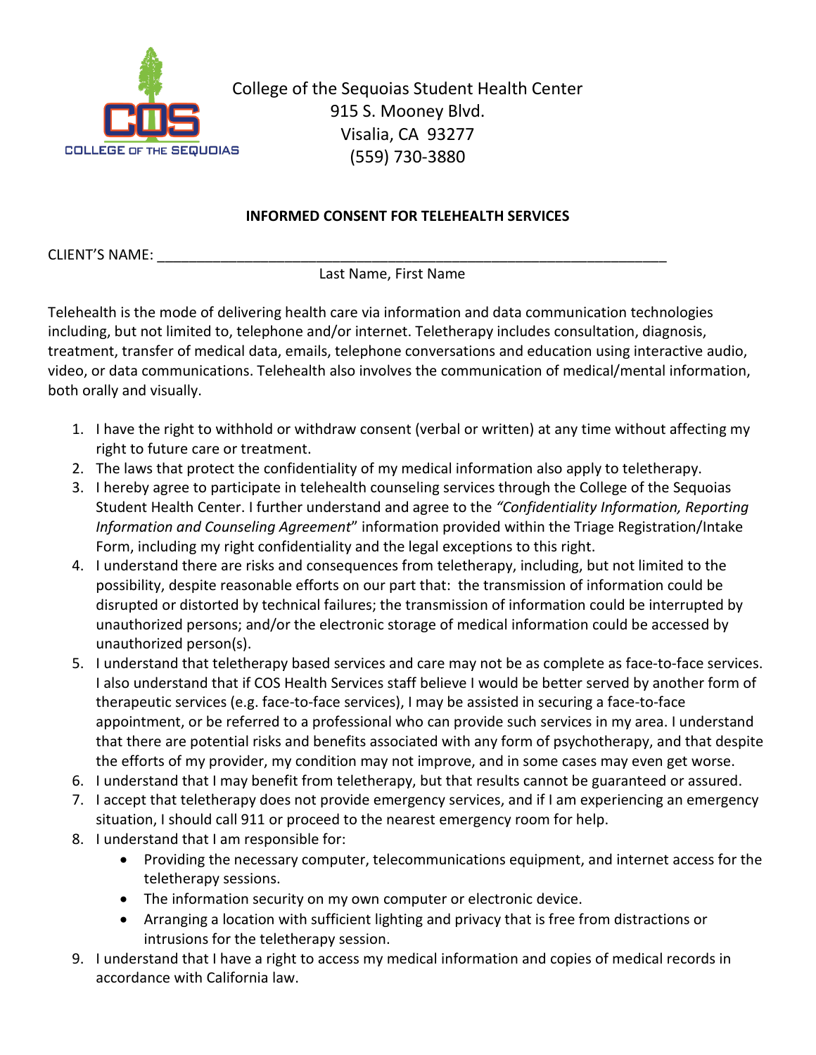COLLEGE OF THE SEQUOIAS

College of the Sequoias Student Health Center
915 S. Mooney Blvd.
Visalia, CA 93277
(559) 730-3880

**INFORMED CONSENT FOR TELEHEALTH SERVICES**

CLIENT'S NAME: ____________________________________________________________
Last Name, First Name

Telehealth is the mode of delivering health care via information and data communication technologies including, but not limited to, telephone and/or internet. Teletherapy includes consultation, diagnosis, treatment, transfer of medical data, emails, telephone conversations and education using interactive audio, video, or data communications. Telehealth also involves the communication of medical/mental information, both orally and visually.

1. I have the right to withhold or withdraw consent (verbal or written) at any time without affecting my right to future care or treatment.
2. The laws that protect the confidentiality of my medical information also apply to teletherapy.
3. I hereby agree to participate in telehealth counseling services through the College of the Sequoias Student Health Center. I further understand and agree to the *"Confidentiality Information, Reporting Information and Counseling Agreement*" information provided within the Triage Registration/Intake Form, including my right confidentiality and the legal exceptions to this right.
4. I understand there are risks and consequences from teletherapy, including, but not limited to the possibility, despite reasonable efforts on our part that: the transmission of information could be disrupted or distorted by technical failures; the transmission of information could be interrupted by unauthorized persons; and/or the electronic storage of medical information could be accessed by unauthorized person(s).
5. I understand that teletherapy based services and care may not be as complete as face-to-face services. I also understand that if COS Health Services staff believe I would be better served by another form of therapeutic services (e.g. face-to-face services), I may be assisted in securing a face-to-face appointment, or be referred to a professional who can provide such services in my area. I understand that there are potential risks and benefits associated with any form of psychotherapy, and that despite the efforts of my provider, my condition may not improve, and in some cases may even get worse.
6. I understand that I may benefit from teletherapy, but that results cannot be guaranteed or assured.
7. I accept that teletherapy does not provide emergency services, and if I am experiencing an emergency situation, I should call 911 or proceed to the nearest emergency room for help.
8. I understand that I am responsible for:
   - Providing the necessary computer, telecommunications equipment, and internet access for the teletherapy sessions.
   - The information security on my own computer or electronic device.
   - Arranging a location with sufficient lighting and privacy that is free from distractions or intrusions for the teletherapy session.
9. I understand that I have a right to access my medical information and copies of medical records in accordance with California law.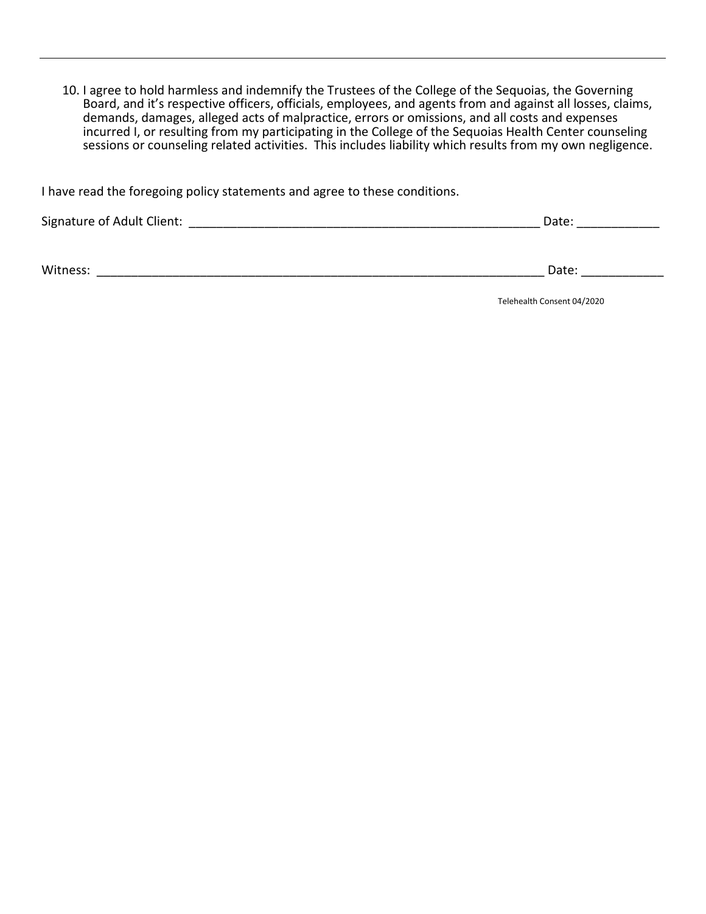10. I agree to hold harmless and indemnify the Trustees of the College of the Sequoias, the Governing Board, and it's respective officers, officials, employees, and agents from and against all losses, claims, demands, damages, alleged acts of malpractice, errors or omissions, and all costs and expenses incurred I, or resulting from my participating in the College of the Sequoias Health Center counseling sessions or counseling related activities. This includes liability which results from my own negligence.

I have read the foregoing policy statements and agree to these conditions.

Signature of Adult Client: _____________________________________________________ Date: ____________

Witness: ___________________________________________________________________ Date: ____________

Telehealth Consent 04/2020